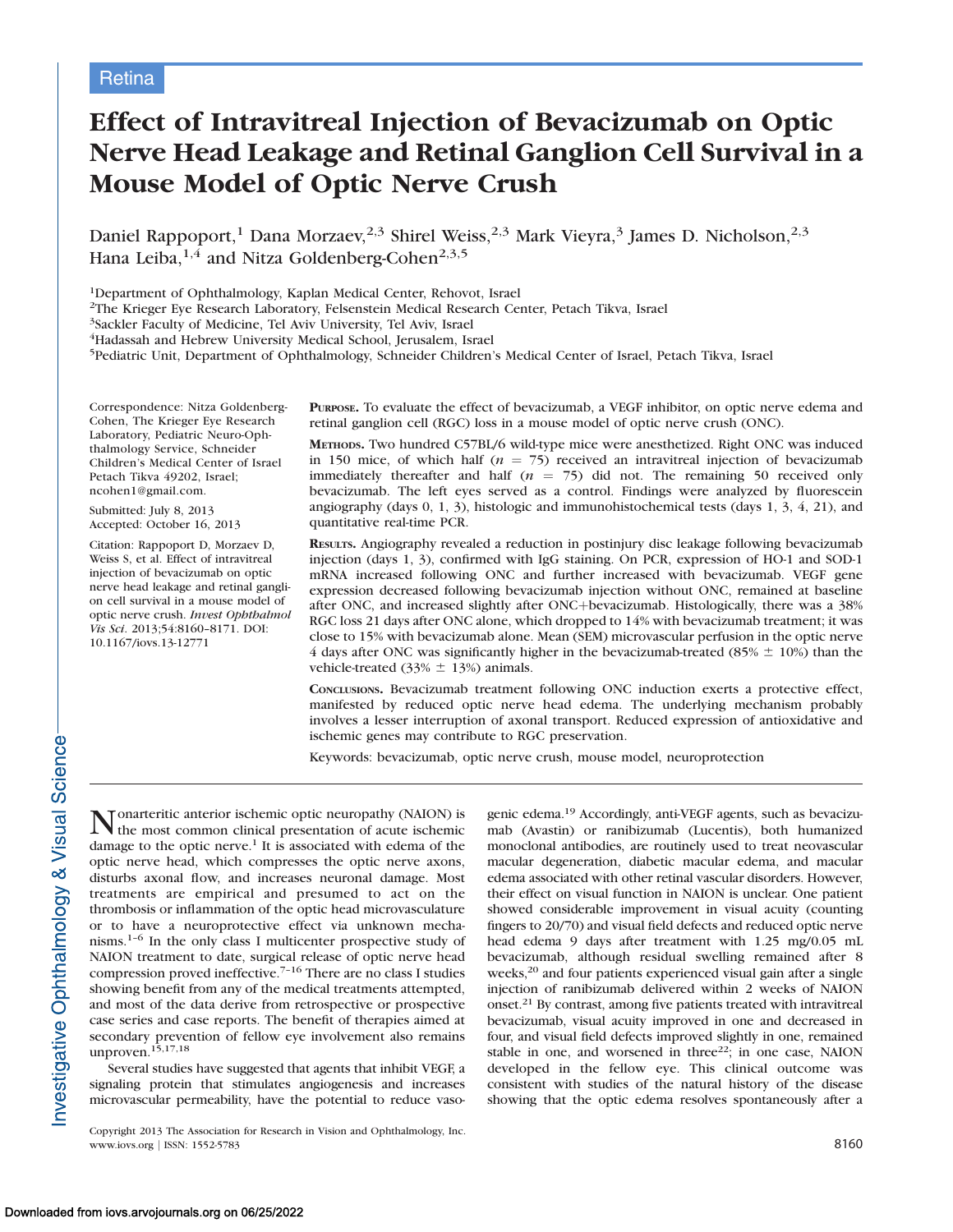Retina

# Effect of Intravitreal Injection of Bevacizumab on Optic Nerve Head Leakage and Retinal Ganglion Cell Survival in a Mouse Model of Optic Nerve Crush

Daniel Rappoport,[1] Dana Morzaev,[2,3] Shirel Weiss,[2,3] Mark Vieyra,[3] James D. Nicholson,[2,3] Hana Leiba,[1,4] and Nitza Goldenberg-Cohen[2,3,5]

[1]Department of Ophthalmology, Kaplan Medical Center, Rehovot, Israel
[2]The Krieger Eye Research Laboratory, Felsenstein Medical Research Center, Petach Tikva, Israel
[3]Sackler Faculty of Medicine, Tel Aviv University, Tel Aviv, Israel
[4]Hadassah and Hebrew University Medical School, Jerusalem, Israel
[5]Pediatric Unit, Department of Ophthalmology, Schneider Children's Medical Center of Israel, Petach Tikva, Israel

Correspondence: Nitza Goldenberg-Cohen, The Krieger Eye Research Laboratory, Pediatric Neuro-Ophthalmology Service, Schneider Children's Medical Center of Israel Petach Tikva 49202, Israel; ncohen1@gmail.com.

Submitted: July 8, 2013
Accepted: October 16, 2013

Citation: Rappoport D, Morzaev D, Weiss S, et al. Effect of intravitreal injection of bevacizumab on optic nerve head leakage and retinal ganglion cell survival in a mouse model of optic nerve crush. *Invest Ophthalmol Vis Sci*. 2013;54:8160–8171. DOI: 10.1167/iovs.13-12771

**Purpose.** To evaluate the effect of bevacizumab, a VEGF inhibitor, on optic nerve edema and retinal ganglion cell (RGC) loss in a mouse model of optic nerve crush (ONC).

**Methods.** Two hundred C57BL/6 wild-type mice were anesthetized. Right ONC was induced in 150 mice, of which half ($n = 75$) received an intravitreal injection of bevacizumab immediately thereafter and half ($n = 75$) did not. The remaining 50 received only bevacizumab. The left eyes served as a control. Findings were analyzed by fluorescein angiography (days 0, 1, 3), histologic and immunohistochemical tests (days 1, 3, 4, 21), and quantitative real-time PCR.

**Results.** Angiography revealed a reduction in postinjury disc leakage following bevacizumab injection (days 1, 3), confirmed with IgG staining. On PCR, expression of HO-1 and SOD-1 mRNA increased following ONC and further increased with bevacizumab. VEGF gene expression decreased following bevacizumab injection without ONC, remained at baseline after ONC, and increased slightly after ONC+bevacizumab. Histologically, there was a 38% RGC loss 21 days after ONC alone, which dropped to 14% with bevacizumab treatment; it was close to 15% with bevacizumab alone. Mean (SEM) microvascular perfusion in the optic nerve 4 days after ONC was significantly higher in the bevacizumab-treated (85% ± 10%) than the vehicle-treated (33% ± 13%) animals.

**Conclusions.** Bevacizumab treatment following ONC induction exerts a protective effect, manifested by reduced optic nerve head edema. The underlying mechanism probably involves a lesser interruption of axonal transport. Reduced expression of antioxidative and ischemic genes may contribute to RGC preservation.

Keywords: bevacizumab, optic nerve crush, mouse model, neuroprotection

Nonarteritic anterior ischemic optic neuropathy (NAION) is the most common clinical presentation of acute ischemic damage to the optic nerve.[1] It is associated with edema of the optic nerve head, which compresses the optic nerve axons, disturbs axonal flow, and increases neuronal damage. Most treatments are empirical and presumed to act on the thrombosis or inflammation of the optic head microvasculature or to have a neuroprotective effect via unknown mechanisms.[1–6] In the only class I multicenter prospective study of NAION treatment to date, surgical release of optic nerve head compression proved ineffective.[7–16] There are no class I studies showing benefit from any of the medical treatments attempted, and most of the data derive from retrospective or prospective case series and case reports. The benefit of therapies aimed at secondary prevention of fellow eye involvement also remains unproven.[15,17,18]

Several studies have suggested that agents that inhibit VEGF, a signaling protein that stimulates angiogenesis and increases microvascular permeability, have the potential to reduce vasogenic edema.[19] Accordingly, anti-VEGF agents, such as bevacizumab (Avastin) or ranibizumab (Lucentis), both humanized monoclonal antibodies, are routinely used to treat neovascular macular degeneration, diabetic macular edema, and macular edema associated with other retinal vascular disorders. However, their effect on visual function in NAION is unclear. One patient showed considerable improvement in visual acuity (counting fingers to 20/70) and visual field defects and reduced optic nerve head edema 9 days after treatment with 1.25 mg/0.05 mL bevacizumab, although residual swelling remained after 8 weeks,[20] and four patients experienced visual gain after a single injection of ranibizumab delivered within 2 weeks of NAION onset.[21] By contrast, among five patients treated with intravitreal bevacizumab, visual acuity improved in one and decreased in four, and visual field defects improved slightly in one, remained stable in one, and worsened in three[22]; in one case, NAION developed in the fellow eye. This clinical outcome was consistent with studies of the natural history of the disease showing that the optic edema resolves spontaneously after a

Copyright 2013 The Association for Research in Vision and Ophthalmology, Inc.
www.iovs.org | ISSN: 1552-5783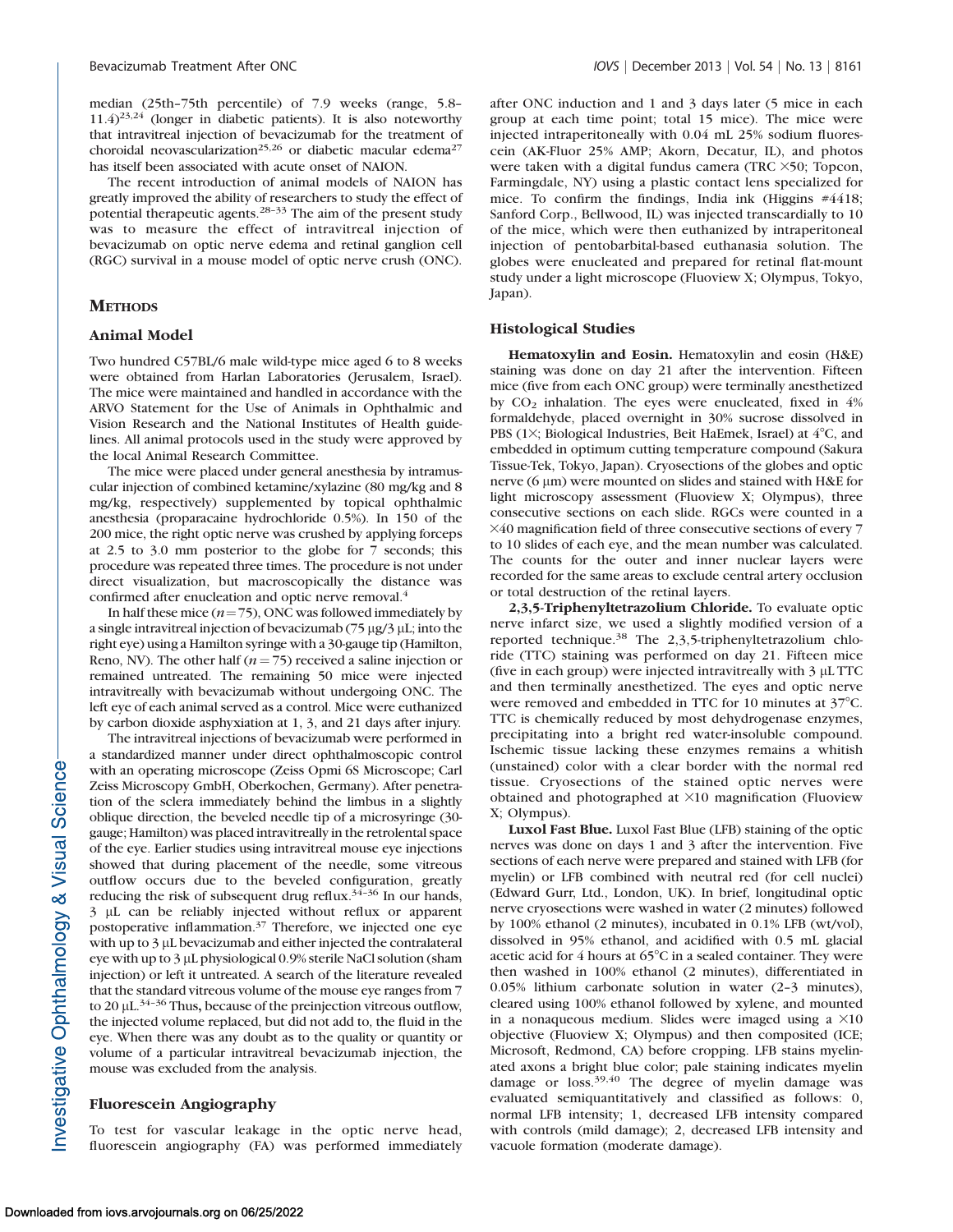median (25th–75th percentile) of 7.9 weeks (range, 5.8–11.4)[23,24] (longer in diabetic patients). It is also noteworthy that intravitreal injection of bevacizumab for the treatment of choroidal neovascularization[25,26] or diabetic macular edema[27] has itself been associated with acute onset of NAION.

The recent introduction of animal models of NAION has greatly improved the ability of researchers to study the effect of potential therapeutic agents.[28–33] The aim of the present study was to measure the effect of intravitreal injection of bevacizumab on optic nerve edema and retinal ganglion cell (RGC) survival in a mouse model of optic nerve crush (ONC).

## METHODS

### Animal Model

Two hundred C57BL/6 male wild-type mice aged 6 to 8 weeks were obtained from Harlan Laboratories (Jerusalem, Israel). The mice were maintained and handled in accordance with the ARVO Statement for the Use of Animals in Ophthalmic and Vision Research and the National Institutes of Health guidelines. All animal protocols used in the study were approved by the local Animal Research Committee.

The mice were placed under general anesthesia by intramuscular injection of combined ketamine/xylazine (80 mg/kg and 8 mg/kg, respectively) supplemented by topical ophthalmic anesthesia (proparacaine hydrochloride 0.5%). In 150 of the 200 mice, the right optic nerve was crushed by applying forceps at 2.5 to 3.0 mm posterior to the globe for 7 seconds; this procedure was repeated three times. The procedure is not under direct visualization, but macroscopically the distance was confirmed after enucleation and optic nerve removal.[4]

In half these mice ($n = 75$), ONC was followed immediately by a single intravitreal injection of bevacizumab (75 μg/3 μL; into the right eye) using a Hamilton syringe with a 30-gauge tip (Hamilton, Reno, NV). The other half ($n = 75$) received a saline injection or remained untreated. The remaining 50 mice were injected intravitreally with bevacizumab without undergoing ONC. The left eye of each animal served as a control. Mice were euthanized by carbon dioxide asphyxiation at 1, 3, and 21 days after injury.

The intravitreal injections of bevacizumab were performed in a standardized manner under direct ophthalmoscopic control with an operating microscope (Zeiss Opmi 6S Microscope; Carl Zeiss Microscopy GmbH, Oberkochen, Germany). After penetration of the sclera immediately behind the limbus in a slightly oblique direction, the beveled needle tip of a microsyringe (30-gauge; Hamilton) was placed intravitreally in the retrolental space of the eye. Earlier studies using intravitreal mouse eye injections showed that during placement of the needle, some vitreous outflow occurs due to the beveled configuration, greatly reducing the risk of subsequent drug reflux.[34–36] In our hands, 3 μL can be reliably injected without reflux or apparent postoperative inflammation.[37] Therefore, we injected one eye with up to 3 μL bevacizumab and either injected the contralateral eye with up to 3 μL physiological 0.9% sterile NaCl solution (sham injection) or left it untreated. A search of the literature revealed that the standard vitreous volume of the mouse eye ranges from 7 to 20 μL.[34–36] Thus, because of the preinjection vitreous outflow, the injected volume replaced, but did not add to, the fluid in the eye. When there was any doubt as to the quality or quantity or volume of a particular intravitreal bevacizumab injection, the mouse was excluded from the analysis.

### Fluorescein Angiography

To test for vascular leakage in the optic nerve head, fluorescein angiography (FA) was performed immediately after ONC induction and 1 and 3 days later (5 mice in each group at each time point; total 15 mice). The mice were injected intraperitoneally with 0.04 mL 25% sodium fluorescein (AK-Fluor 25% AMP; Akorn, Decatur, IL), and photos were taken with a digital fundus camera (TRC ×50; Topcon, Farmingdale, NY) using a plastic contact lens specialized for mice. To confirm the findings, India ink (Higgins #4418; Sanford Corp., Bellwood, IL) was injected transcardially to 10 of the mice, which were then euthanized by intraperitoneal injection of pentobarbital-based euthanasia solution. The globes were enucleated and prepared for retinal flat-mount study under a light microscope (Fluoview X; Olympus, Tokyo, Japan).

### Histological Studies

**Hematoxylin and Eosin.** Hematoxylin and eosin (H&E) staining was done on day 21 after the intervention. Fifteen mice (five from each ONC group) were terminally anesthetized by $CO_2$ inhalation. The eyes were enucleated, fixed in 4% formaldehyde, placed overnight in 30% sucrose dissolved in PBS (1×; Biological Industries, Beit HaEmek, Israel) at 4°C, and embedded in optimum cutting temperature compound (Sakura Tissue-Tek, Tokyo, Japan). Cryosections of the globes and optic nerve (6 μm) were mounted on slides and stained with H&E for light microscopy assessment (Fluoview X; Olympus), three consecutive sections on each slide. RGCs were counted in a ×40 magnification field of three consecutive sections of every 7 to 10 slides of each eye, and the mean number was calculated. The counts for the outer and inner nuclear layers were recorded for the same areas to exclude central artery occlusion or total destruction of the retinal layers.

**2,3,5-Triphenyltetrazolium Chloride.** To evaluate optic nerve infarct size, we used a slightly modified version of a reported technique.[38] The 2,3,5-triphenyltetrazolium chloride (TTC) staining was performed on day 21. Fifteen mice (five in each group) were injected intravitreally with 3 μL TTC and then terminally anesthetized. The eyes and optic nerve were removed and embedded in TTC for 10 minutes at 37°C. TTC is chemically reduced by most dehydrogenase enzymes, precipitating into a bright red water-insoluble compound. Ischemic tissue lacking these enzymes remains a whitish (unstained) color with a clear border with the normal red tissue. Cryosections of the stained optic nerves were obtained and photographed at ×10 magnification (Fluoview X; Olympus).

**Luxol Fast Blue.** Luxol Fast Blue (LFB) staining of the optic nerves was done on days 1 and 3 after the intervention. Five sections of each nerve were prepared and stained with LFB (for myelin) or LFB combined with neutral red (for cell nuclei) (Edward Gurr, Ltd., London, UK). In brief, longitudinal optic nerve cryosections were washed in water (2 minutes) followed by 100% ethanol (2 minutes), incubated in 0.1% LFB (wt/vol), dissolved in 95% ethanol, and acidified with 0.5 mL glacial acetic acid for 4 hours at 65°C in a sealed container. They were then washed in 100% ethanol (2 minutes), differentiated in 0.05% lithium carbonate solution in water (2–3 minutes), cleared using 100% ethanol followed by xylene, and mounted in a nonaqueous medium. Slides were imaged using a ×10 objective (Fluoview X; Olympus) and then composited (ICE; Microsoft, Redmond, CA) before cropping. LFB stains myelinated axons a bright blue color; pale staining indicates myelin damage or loss.[39,40] The degree of myelin damage was evaluated semiquantitatively and classified as follows: 0, normal LFB intensity; 1, decreased LFB intensity compared with controls (mild damage); 2, decreased LFB intensity and vacuole formation (moderate damage).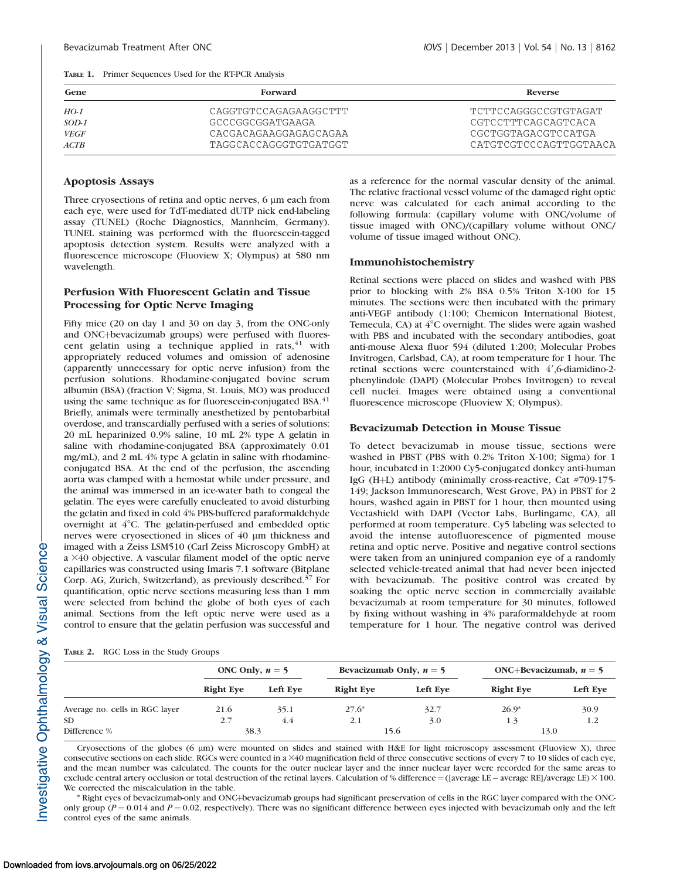**TABLE 1.** Primer Sequences Used for the RT-PCR Analysis

| Gene | Forward | Reverse |
|---|---|---|
| *HO-1* | CAGGTGTCCAGAGAAGGCTTT | TCTTCCAGGGCCGTGTAGAT |
| *SOD-1* | GCCCGGCGGATGAAGA | CGTCCTTTCAGCAGTCACA |
| *VEGF* | CACGACAGAAGGAGAGCAGAA | CGCTGGTAGACGTCCATGA |
| *ACTB* | TAGGCACCAGGGTGTGATGGT | CATGTCGTCCCAGTTGGTAACA |

### Apoptosis Assays

Three cryosections of retina and optic nerves, 6 µm each from each eye, were used for TdT-mediated dUTP nick end-labeling assay (TUNEL) (Roche Diagnostics, Mannheim, Germany). TUNEL staining was performed with the fluorescein-tagged apoptosis detection system. Results were analyzed with a fluorescence microscope (Fluoview X; Olympus) at 580 nm wavelength.

### Perfusion With Fluorescent Gelatin and Tissue Processing for Optic Nerve Imaging

Fifty mice (20 on day 1 and 30 on day 3, from the ONC-only and ONC+bevacizumab groups) were perfused with fluorescent gelatin using a technique applied in rats,[41] with appropriately reduced volumes and omission of adenosine (apparently unnecessary for optic nerve infusion) from the perfusion solutions. Rhodamine-conjugated bovine serum albumin (BSA) (fraction V; Sigma, St. Louis, MO) was produced using the same technique as for fluorescein-conjugated BSA.[41] Briefly, animals were terminally anesthetized by pentobarbital overdose, and transcardially perfused with a series of solutions: 20 mL heparinized 0.9% saline, 10 mL 2% type A gelatin in saline with rhodamine-conjugated BSA (approximately 0.01 mg/mL), and 2 mL 4% type A gelatin in saline with rhodamine-conjugated BSA. At the end of the perfusion, the ascending aorta was clamped with a hemostat while under pressure, and the animal was immersed in an ice-water bath to congeal the gelatin. The eyes were carefully enucleated to avoid disturbing the gelatin and fixed in cold 4% PBS-buffered paraformaldehyde overnight at 4°C. The gelatin-perfused and embedded optic nerves were cryosectioned in slices of 40 µm thickness and imaged with a Zeiss LSM510 (Carl Zeiss Microscopy GmbH) at a ×40 objective. A vascular filament model of the optic nerve capillaries was constructed using Imaris 7.1 software (Bitplane Corp. AG, Zurich, Switzerland), as previously described.[37] For quantification, optic nerve sections measuring less than 1 mm were selected from behind the globe of both eyes of each animal. Sections from the left optic nerve were used as a control to ensure that the gelatin perfusion was successful and as a reference for the normal vascular density of the animal. The relative fractional vessel volume of the damaged right optic nerve was calculated for each animal according to the following formula: (capillary volume with ONC/volume of tissue imaged with ONC)/(capillary volume without ONC/volume of tissue imaged without ONC).

### Immunohistochemistry

Retinal sections were placed on slides and washed with PBS prior to blocking with 2% BSA 0.5% Triton X-100 for 15 minutes. The sections were then incubated with the primary anti-VEGF antibody (1:100; Chemicon International Biotest, Temecula, CA) at 4°C overnight. The slides were again washed with PBS and incubated with the secondary antibodies, goat anti-mouse Alexa fluor 594 (diluted 1:200; Molecular Probes Invitrogen, Carlsbad, CA), at room temperature for 1 hour. The retinal sections were counterstained with 4′,6-diamidino-2-phenylindole (DAPI) (Molecular Probes Invitrogen) to reveal cell nuclei. Images were obtained using a conventional fluorescence microscope (Fluoview X; Olympus).

### Bevacizumab Detection in Mouse Tissue

To detect bevacizumab in mouse tissue, sections were washed in PBST (PBS with 0.2% Triton X-100; Sigma) for 1 hour, incubated in 1:2000 Cy5-conjugated donkey anti-human IgG (H+L) antibody (minimally cross-reactive, Cat #709-175-149; Jackson Immunoresearch, West Grove, PA) in PBST for 2 hours, washed again in PBST for 1 hour, then mounted using Vectashield with DAPI (Vector Labs, Burlingame, CA), all performed at room temperature. Cy5 labeling was selected to avoid the intense autofluorescence of pigmented mouse retina and optic nerve. Positive and negative control sections were taken from an uninjured companion eye of a randomly selected vehicle-treated animal that had never been injected with bevacizumab. The positive control was created by soaking the optic nerve section in commercially available bevacizumab at room temperature for 30 minutes, followed by fixing without washing in 4% paraformaldehyde at room temperature for 1 hour. The negative control was derived

**TABLE 2.** RGC Loss in the Study Groups

| | ONC Only, $n = 5$ | | Bevacizumab Only, $n = 5$ | | ONC+Bevacizumab, $n = 5$ | |
|---|---|---|---|---|---|---|
| | **Right Eye** | **Left Eye** | **Right Eye** | **Left Eye** | **Right Eye** | **Left Eye** |
| Average no. cells in RGC layer | 21.6 | 35.1 | 27.6* | 32.7 | 26.9* | 30.9 |
| SD | 2.7 | 4.4 | 2.1 | 3.0 | 1.3 | 1.2 |
| Difference % | 38.3 | | 15.6 | | 13.0 | |

Cryosections of the globes (6 µm) were mounted on slides and stained with H&E for light microscopy assessment (Fluoview X), three consecutive sections on each slide. RGCs were counted in a ×40 magnification field of three consecutive sections of every 7 to 10 slides of each eye, and the mean number was calculated. The counts for the outer nuclear layer and the inner nuclear layer were recorded for the same areas to exclude central artery occlusion or total destruction of the retinal layers. Calculation of % difference = ([average LE − average RE]/average LE) × 100. We corrected the miscalculation in the table.

\* Right eyes of bevacizumab-only and ONC+bevacizumab groups had significant preservation of cells in the RGC layer compared with the ONC-only group ($P = 0.014$ and $P = 0.02$, respectively). There was no significant difference between eyes injected with bevacizumab only and the left control eyes of the same animals.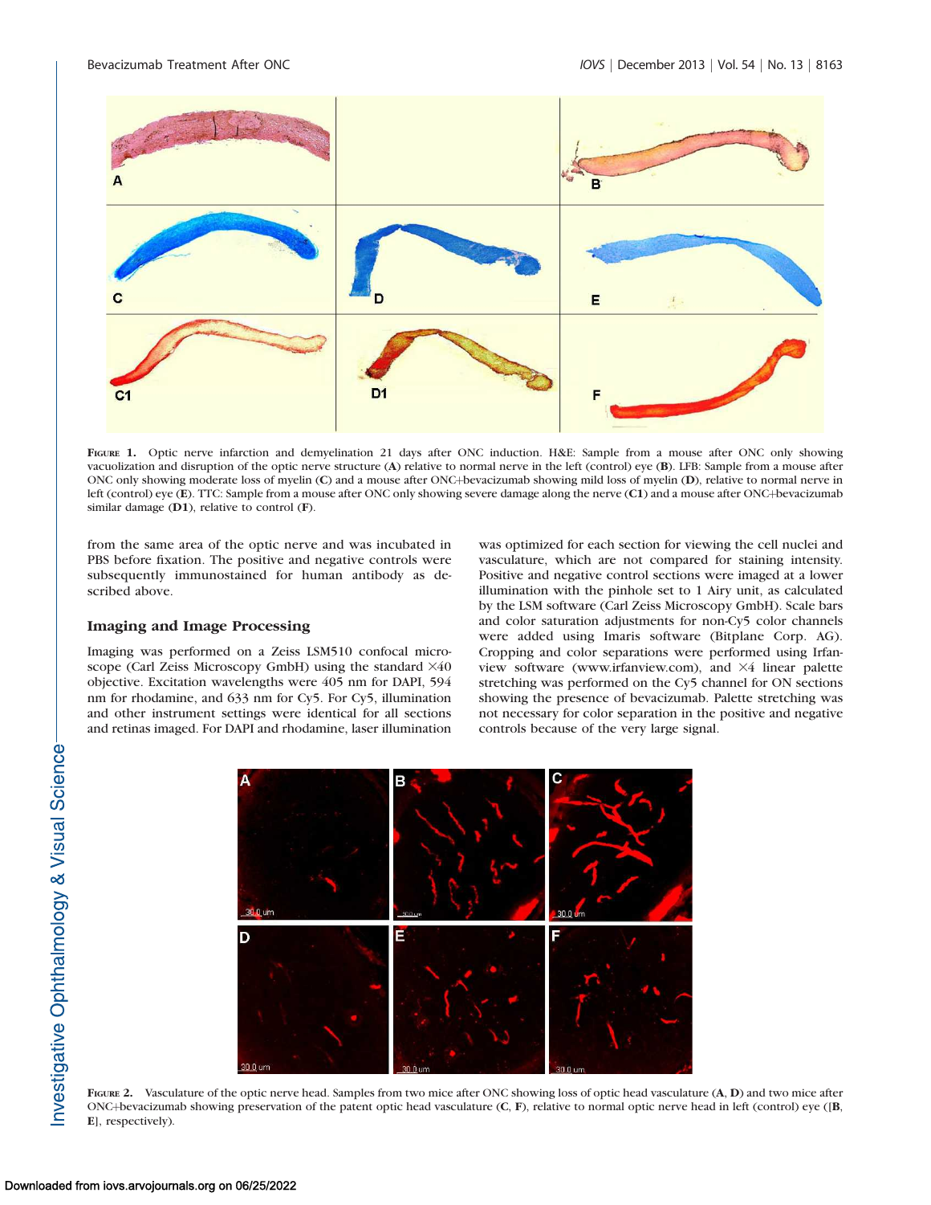FIGURE 1. Optic nerve infarction and demyelination 21 days after ONC induction. H&E: Sample from a mouse after ONC only showing vacuolization and disruption of the optic nerve structure (**A**) relative to normal nerve in the left (control) eye (**B**). LFB: Sample from a mouse after ONC only showing moderate loss of myelin (**C**) and a mouse after ONC+bevacizumab showing mild loss of myelin (**D**), relative to normal nerve in left (control) eye (**E**). TTC: Sample from a mouse after ONC only showing severe damage along the nerve (**C1**) and a mouse after ONC+bevacizumab similar damage (**D1**), relative to control (**F**).

from the same area of the optic nerve and was incubated in PBS before fixation. The positive and negative controls were subsequently immunostained for human antibody as described above.

### Imaging and Image Processing

Imaging was performed on a Zeiss LSM510 confocal microscope (Carl Zeiss Microscopy GmbH) using the standard ×40 objective. Excitation wavelengths were 405 nm for DAPI, 594 nm for rhodamine, and 633 nm for Cy5. For Cy5, illumination and other instrument settings were identical for all sections and retinas imaged. For DAPI and rhodamine, laser illumination was optimized for each section for viewing the cell nuclei and vasculature, which are not compared for staining intensity. Positive and negative control sections were imaged at a lower illumination with the pinhole set to 1 Airy unit, as calculated by the LSM software (Carl Zeiss Microscopy GmbH). Scale bars and color saturation adjustments for non-Cy5 color channels were added using Imaris software (Bitplane Corp. AG). Cropping and color separations were performed using Irfanview software (www.irfanview.com), and ×4 linear palette stretching was performed on the Cy5 channel for ON sections showing the presence of bevacizumab. Palette stretching was not necessary for color separation in the positive and negative controls because of the very large signal.

FIGURE 2. Vasculature of the optic nerve head. Samples from two mice after ONC showing loss of optic head vasculature (**A**, **D**) and two mice after ONC+bevacizumab showing preservation of the patent optic head vasculature (**C**, **F**), relative to normal optic nerve head in left (control) eye ([**B**, **E**], respectively).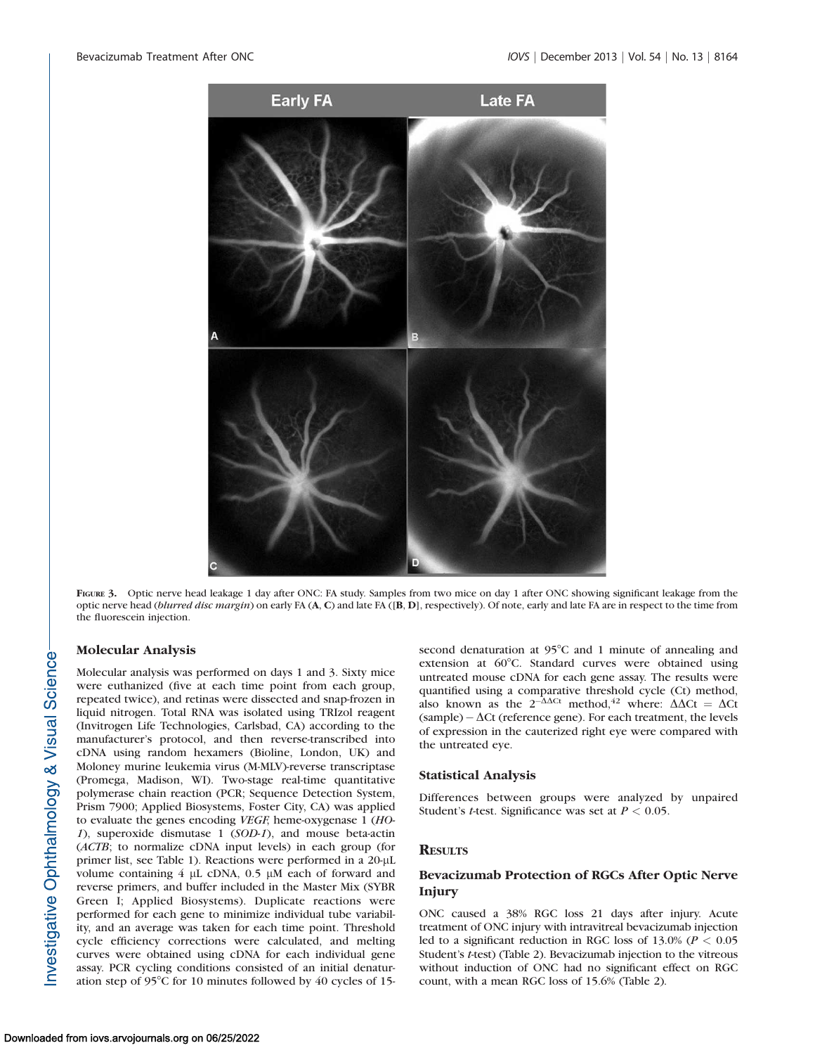FIGURE 3. Optic nerve head leakage 1 day after ONC: FA study. Samples from two mice on day 1 after ONC showing significant leakage from the optic nerve head (*blurred disc margin*) on early FA (**A**, **C**) and late FA ([**B**, **D**], respectively). Of note, early and late FA are in respect to the time from the fluorescein injection.

### Molecular Analysis

Molecular analysis was performed on days 1 and 3. Sixty mice were euthanized (five at each time point from each group, repeated twice), and retinas were dissected and snap-frozen in liquid nitrogen. Total RNA was isolated using TRIzol reagent (Invitrogen Life Technologies, Carlsbad, CA) according to the manufacturer's protocol, and then reverse-transcribed into cDNA using random hexamers (Bioline, London, UK) and Moloney murine leukemia virus (M-MLV)-reverse transcriptase (Promega, Madison, WI). Two-stage real-time quantitative polymerase chain reaction (PCR; Sequence Detection System, Prism 7900; Applied Biosystems, Foster City, CA) was applied to evaluate the genes encoding *VEGF*, heme-oxygenase 1 (*HO-1*), superoxide dismutase 1 (*SOD-1*), and mouse beta-actin (*ACTB*; to normalize cDNA input levels) in each group (for primer list, see Table 1). Reactions were performed in a 20-μL volume containing 4 μL cDNA, 0.5 μM each of forward and reverse primers, and buffer included in the Master Mix (SYBR Green I; Applied Biosystems). Duplicate reactions were performed for each gene to minimize individual tube variability, and an average was taken for each time point. Threshold cycle efficiency corrections were calculated, and melting curves were obtained using cDNA for each individual gene assay. PCR cycling conditions consisted of an initial denaturation step of 95°C for 10 minutes followed by 40 cycles of 15-second denaturation at 95°C and 1 minute of annealing and extension at 60°C. Standard curves were obtained using untreated mouse cDNA for each gene assay. The results were quantified using a comparative threshold cycle (Ct) method, also known as the $2^{-\Delta\Delta Ct}$ method,[42] where: $\Delta\Delta Ct = \Delta Ct$ (sample) $- \Delta Ct$ (reference gene). For each treatment, the levels of expression in the cauterized right eye were compared with the untreated eye.

### Statistical Analysis

Differences between groups were analyzed by unpaired Student's *t*-test. Significance was set at $P < 0.05$.

## RESULTS

### Bevacizumab Protection of RGCs After Optic Nerve Injury

ONC caused a 38% RGC loss 21 days after injury. Acute treatment of ONC injury with intravitreal bevacizumab injection led to a significant reduction in RGC loss of 13.0% ($P < 0.05$ Student's *t*-test) (Table 2). Bevacizumab injection to the vitreous without induction of ONC had no significant effect on RGC count, with a mean RGC loss of 15.6% (Table 2).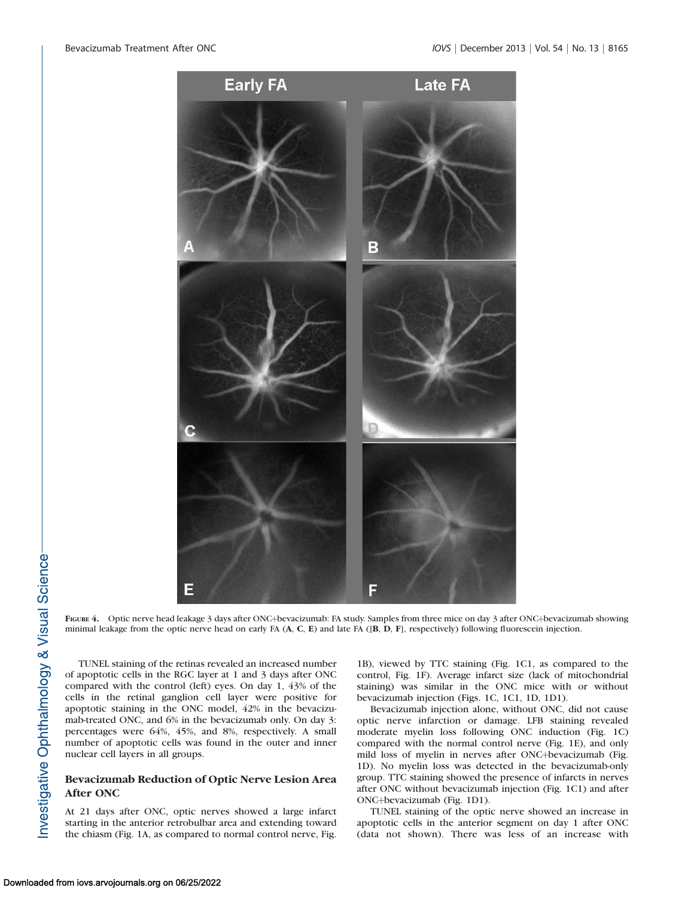**Figure 4.** Optic nerve head leakage 3 days after ONC+bevacizumab: FA study. Samples from three mice on day 3 after ONC+bevacizumab showing minimal leakage from the optic nerve head on early FA (**A**, **C**, **E**) and late FA ([**B**, **D**, **F**], respectively) following fluorescein injection.

TUNEL staining of the retinas revealed an increased number of apoptotic cells in the RGC layer at 1 and 3 days after ONC compared with the control (left) eyes. On day 1, 43% of the cells in the retinal ganglion cell layer were positive for apoptotic staining in the ONC model, 42% in the bevacizumab-treated ONC, and 6% in the bevacizumab only. On day 3: percentages were 64%, 45%, and 8%, respectively. A small number of apoptotic cells was found in the outer and inner nuclear cell layers in all groups.

## Bevacizumab Reduction of Optic Nerve Lesion Area After ONC

At 21 days after ONC, optic nerves showed a large infarct starting in the anterior retrobulbar area and extending toward the chiasm (Fig. 1A, as compared to normal control nerve, Fig. 1B), viewed by TTC staining (Fig. 1C1, as compared to the control, Fig. 1F). Average infarct size (lack of mitochondrial staining) was similar in the ONC mice with or without bevacizumab injection (Figs. 1C, 1C1, 1D, 1D1).

Bevacizumab injection alone, without ONC, did not cause optic nerve infarction or damage. LFB staining revealed moderate myelin loss following ONC induction (Fig. 1C) compared with the normal control nerve (Fig. 1E), and only mild loss of myelin in nerves after ONC+bevacizumab (Fig. 1D). No myelin loss was detected in the bevacizumab-only group. TTC staining showed the presence of infarcts in nerves after ONC without bevacizumab injection (Fig. 1C1) and after ONC+bevacizumab (Fig. 1D1).

TUNEL staining of the optic nerve showed an increase in apoptotic cells in the anterior segment on day 1 after ONC (data not shown). There was less of an increase with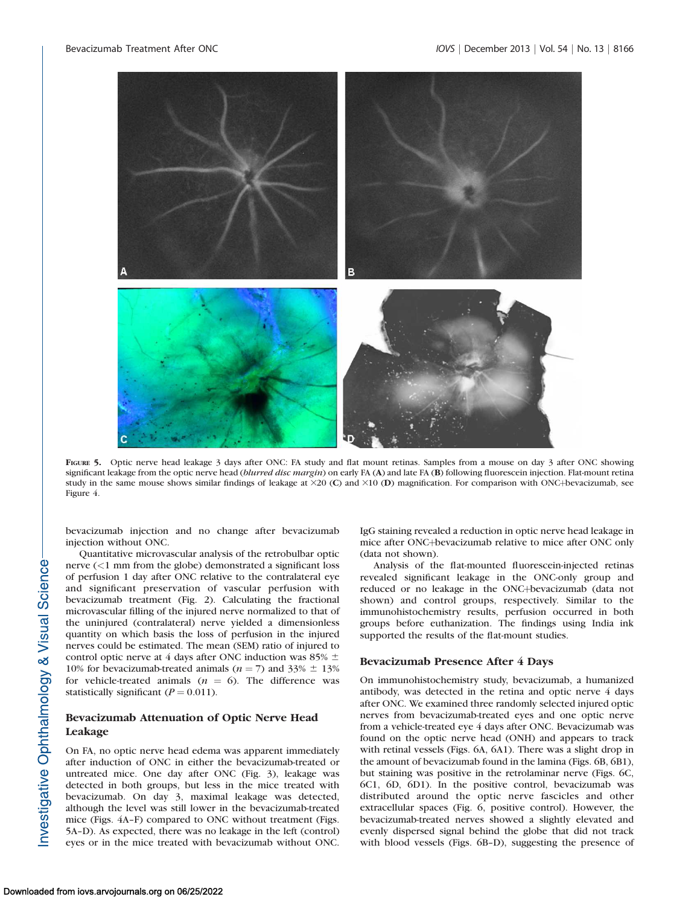FIGURE 5. Optic nerve head leakage 3 days after ONC: FA study and flat mount retinas. Samples from a mouse on day 3 after ONC showing significant leakage from the optic nerve head (*blurred disc margin*) on early FA (**A**) and late FA (**B**) following fluorescein injection. Flat-mount retina study in the same mouse shows similar findings of leakage at ×20 (**C**) and ×10 (**D**) magnification. For comparison with ONC+bevacizumab, see Figure 4.

bevacizumab injection and no change after bevacizumab injection without ONC.

Quantitative microvascular analysis of the retrobulbar optic nerve (<1 mm from the globe) demonstrated a significant loss of perfusion 1 day after ONC relative to the contralateral eye and significant preservation of vascular perfusion with bevacizumab treatment (Fig. 2). Calculating the fractional microvascular filling of the injured nerve normalized to that of the uninjured (contralateral) nerve yielded a dimensionless quantity on which basis the loss of perfusion in the injured nerves could be estimated. The mean (SEM) ratio of injured to control optic nerve at 4 days after ONC induction was 85% ± 10% for bevacizumab-treated animals ($n = 7$) and 33% ± 13% for vehicle-treated animals ($n = 6$). The difference was statistically significant ($P = 0.011$).

## Bevacizumab Attenuation of Optic Nerve Head Leakage

On FA, no optic nerve head edema was apparent immediately after induction of ONC in either the bevacizumab-treated or untreated mice. One day after ONC (Fig. 3), leakage was detected in both groups, but less in the mice treated with bevacizumab. On day 3, maximal leakage was detected, although the level was still lower in the bevacizumab-treated mice (Figs. 4A–F) compared to ONC without treatment (Figs. 5A–D). As expected, there was no leakage in the left (control) eyes or in the mice treated with bevacizumab without ONC. IgG staining revealed a reduction in optic nerve head leakage in mice after ONC+bevacizumab relative to mice after ONC only (data not shown).

Analysis of the flat-mounted fluorescein-injected retinas revealed significant leakage in the ONC-only group and reduced or no leakage in the ONC+bevacizumab (data not shown) and control groups, respectively. Similar to the immunohistochemistry results, perfusion occurred in both groups before euthanization. The findings using India ink supported the results of the flat-mount studies.

## Bevacizumab Presence After 4 Days

On immunohistochemistry study, bevacizumab, a humanized antibody, was detected in the retina and optic nerve 4 days after ONC. We examined three randomly selected injured optic nerves from bevacizumab-treated eyes and one optic nerve from a vehicle-treated eye 4 days after ONC. Bevacizumab was found on the optic nerve head (ONH) and appears to track with retinal vessels (Figs. 6A, 6A1). There was a slight drop in the amount of bevacizumab found in the lamina (Figs. 6B, 6B1), but staining was positive in the retrolaminar nerve (Figs. 6C, 6C1, 6D, 6D1). In the positive control, bevacizumab was distributed around the optic nerve fascicles and other extracellular spaces (Fig. 6, positive control). However, the bevacizumab-treated nerves showed a slightly elevated and evenly dispersed signal behind the globe that did not track with blood vessels (Figs. 6B–D), suggesting the presence of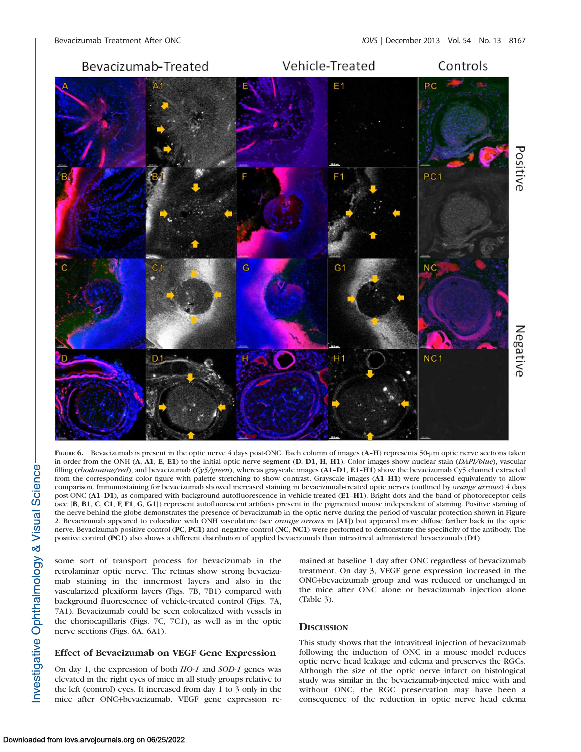**Figure 6.** Bevacizumab is present in the optic nerve 4 days post-ONC. Each column of images (**A–H**) represents 50-μm optic nerve sections taken in order from the ONH (**A**, **A1**, **E**, **E1**) to the initial optic nerve segment (**D**, **D1**, **H**, **H1**). Color images show nuclear stain (*DAPI/blue*), vascular filling (*rhodamine/red*), and bevacizumab (*Cy5/green*), whereas grayscale images (**A1–D1**, **E1–H1**) show the bevacizumab Cy5 channel extracted from the corresponding color figure with palette stretching to show contrast. Grayscale images (**A1–H1**) were processed equivalently to allow comparison. Immunostaining for bevacizumab showed increased staining in bevacizumab-treated optic nerves (outlined by *orange arrows*) 4 days post-ONC (**A1–D1**), as compared with background autofluorescence in vehicle-treated (**E1–H1**). Bright dots and the band of photoreceptor cells (see [**B**, **B1**, **C**, **C1**, **F**, **F1**, **G**, **G1**]) represent autofluorescent artifacts present in the pigmented mouse independent of staining. Positive staining of the nerve behind the globe demonstrates the presence of bevacizumab in the optic nerve during the period of vascular protection shown in Figure 2. Bevacizumab appeared to colocalize with ONH vasculature (see *orange arrows* in [**A1**]) but appeared more diffuse farther back in the optic nerve. Bevacizumab-positive control (**PC**, **PC1**) and -negative control (**NC**, **NC1**) were performed to demonstrate the specificity of the antibody. The positive control (**PC1**) also shows a different distribution of applied bevacizumab than intravitreal administered bevacizumab (**D1**).

some sort of transport process for bevacizumab in the retrolaminar optic nerve. The retinas show strong bevacizumab staining in the innermost layers and also in the vascularized plexiform layers (Figs. 7B, 7B1) compared with background fluorescence of vehicle-treated control (Figs. 7A, 7A1). Bevacizumab could be seen colocalized with vessels in the choriocapillaris (Figs. 7C, 7C1), as well as in the optic nerve sections (Figs. 6A, 6A1).

### Effect of Bevacizumab on VEGF Gene Expression

On day 1, the expression of both *HO-1* and *SOD-1* genes was elevated in the right eyes of mice in all study groups relative to the left (control) eyes. It increased from day 1 to 3 only in the mice after ONC+bevacizumab. VEGF gene expression remained at baseline 1 day after ONC regardless of bevacizumab treatment. On day 3, VEGF gene expression increased in the ONC+bevacizumab group and was reduced or unchanged in the mice after ONC alone or bevacizumab injection alone (Table 3).

## Discussion

This study shows that the intravitreal injection of bevacizumab following the induction of ONC in a mouse model reduces optic nerve head leakage and edema and preserves the RGCs. Although the size of the optic nerve infarct on histological study was similar in the bevacizumab-injected mice with and without ONC, the RGC preservation may have been a consequence of the reduction in optic nerve head edema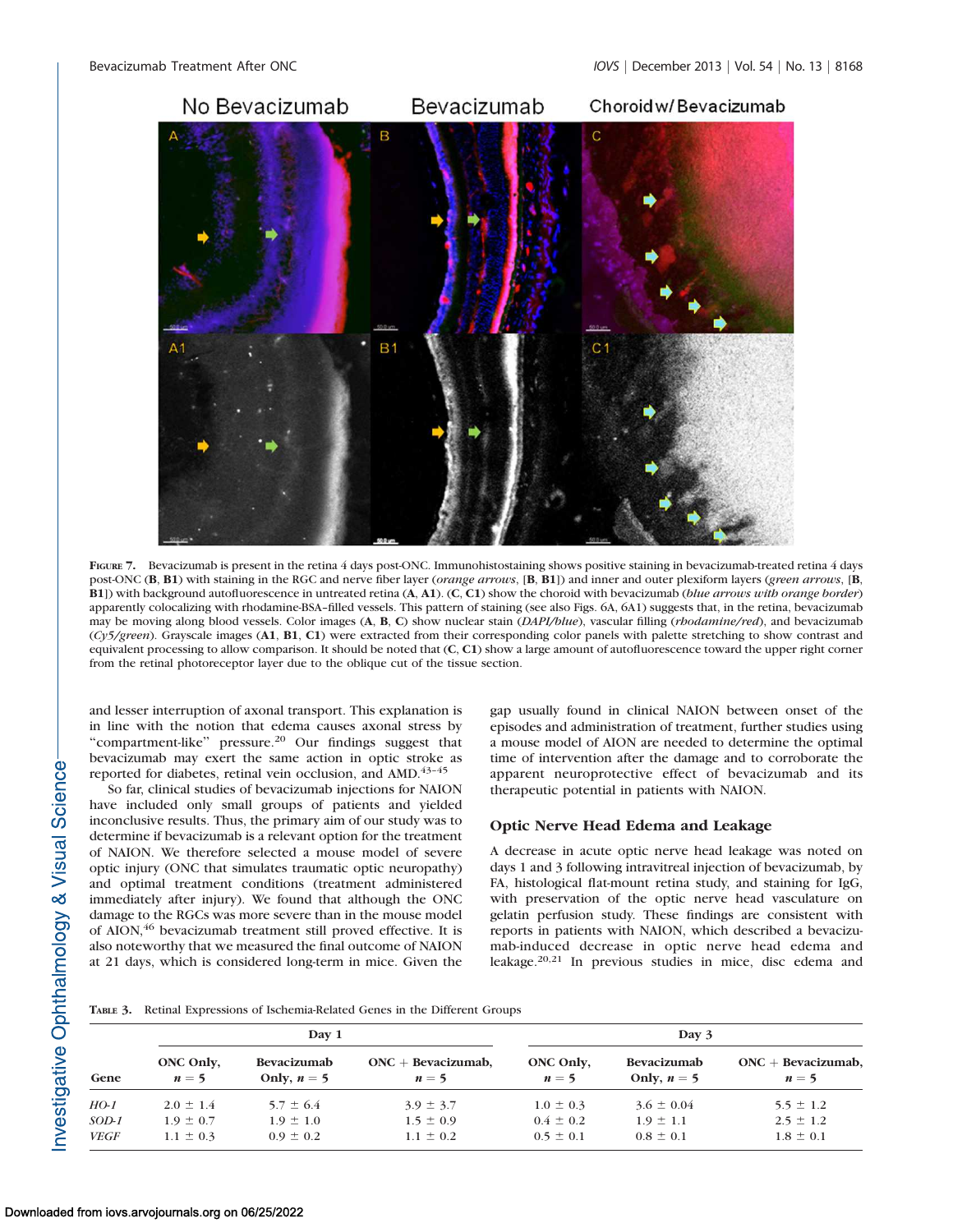FIGURE 7. Bevacizumab is present in the retina 4 days post-ONC. Immunohistostaining shows positive staining in bevacizumab-treated retina 4 days post-ONC (**B**, **B1**) with staining in the RGC and nerve fiber layer (*orange arrows*, [**B**, **B1**]) and inner and outer plexiform layers (*green arrows*, [**B**, **B1**]) with background autofluorescence in untreated retina (**A**, **A1**). (**C**, **C1**) show the choroid with bevacizumab (*blue arrows with orange border*) apparently colocalizing with rhodamine-BSA–filled vessels. This pattern of staining (see also Figs. 6A, 6A1) suggests that, in the retina, bevacizumab may be moving along blood vessels. Color images (**A**, **B**, **C**) show nuclear stain (*DAPI/blue*), vascular filling (*rhodamine/red*), and bevacizumab (*Cy5/green*). Grayscale images (**A1**, **B1**, **C1**) were extracted from their corresponding color panels with palette stretching to show contrast and equivalent processing to allow comparison. It should be noted that (**C**, **C1**) show a large amount of autofluorescence toward the upper right corner from the retinal photoreceptor layer due to the oblique cut of the tissue section.

and lesser interruption of axonal transport. This explanation is in line with the notion that edema causes axonal stress by "compartment-like" pressure.[20] Our findings suggest that bevacizumab may exert the same action in optic stroke as reported for diabetes, retinal vein occlusion, and AMD.[43–45]

So far, clinical studies of bevacizumab injections for NAION have included only small groups of patients and yielded inconclusive results. Thus, the primary aim of our study was to determine if bevacizumab is a relevant option for the treatment of NAION. We therefore selected a mouse model of severe optic injury (ONC that simulates traumatic optic neuropathy) and optimal treatment conditions (treatment administered immediately after injury). We found that although the ONC damage to the RGCs was more severe than in the mouse model of AION,[46] bevacizumab treatment still proved effective. It is also noteworthy that we measured the final outcome of NAION at 21 days, which is considered long-term in mice. Given the gap usually found in clinical NAION between onset of the episodes and administration of treatment, further studies using a mouse model of AION are needed to determine the optimal time of intervention after the damage and to corroborate the apparent neuroprotective effect of bevacizumab and its therapeutic potential in patients with NAION.

## Optic Nerve Head Edema and Leakage

A decrease in acute optic nerve head leakage was noted on days 1 and 3 following intravitreal injection of bevacizumab, by FA, histological flat-mount retina study, and staining for IgG, with preservation of the optic nerve head vasculature on gelatin perfusion study. These findings are consistent with reports in patients with NAION, which described a bevacizumab-induced decrease in optic nerve head edema and leakage.[20,21] In previous studies in mice, disc edema and

TABLE 3. Retinal Expressions of Ischemia-Related Genes in the Different Groups

| Gene | Day 1 | | | Day 3 | | |
|---|---|---|---|---|---|---|
| | ONC Only, $n = 5$ | Bevacizumab Only, $n = 5$ | ONC + Bevacizumab, $n = 5$ | ONC Only, $n = 5$ | Bevacizumab Only, $n = 5$ | ONC + Bevacizumab, $n = 5$ |
| *HO-1* | 2.0 ± 1.4 | 5.7 ± 6.4 | 3.9 ± 3.7 | 1.0 ± 0.3 | 3.6 ± 0.04 | 5.5 ± 1.2 |
| *SOD-1* | 1.9 ± 0.7 | 1.9 ± 1.0 | 1.5 ± 0.9 | 0.4 ± 0.2 | 1.9 ± 1.1 | 2.5 ± 1.2 |
| *VEGF* | 1.1 ± 0.3 | 0.9 ± 0.2 | 1.1 ± 0.2 | 0.5 ± 0.1 | 0.8 ± 0.1 | 1.8 ± 0.1 |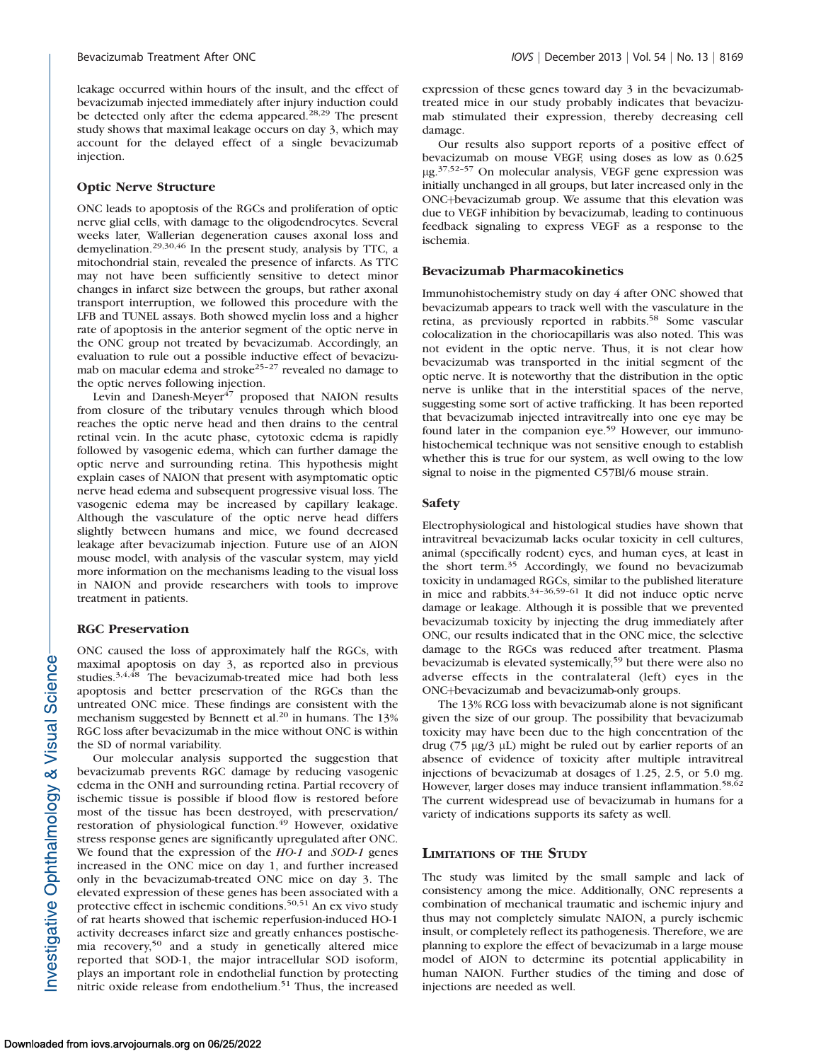leakage occurred within hours of the insult, and the effect of bevacizumab injected immediately after injury induction could be detected only after the edema appeared.[28,29] The present study shows that maximal leakage occurs on day 3, which may account for the delayed effect of a single bevacizumab injection.

### Optic Nerve Structure

ONC leads to apoptosis of the RGCs and proliferation of optic nerve glial cells, with damage to the oligodendrocytes. Several weeks later, Wallerian degeneration causes axonal loss and demyelination.[29,30,46] In the present study, analysis by TTC, a mitochondrial stain, revealed the presence of infarcts. As TTC may not have been sufficiently sensitive to detect minor changes in infarct size between the groups, but rather axonal transport interruption, we followed this procedure with the LFB and TUNEL assays. Both showed myelin loss and a higher rate of apoptosis in the anterior segment of the optic nerve in the ONC group not treated by bevacizumab. Accordingly, an evaluation to rule out a possible inductive effect of bevacizumab on macular edema and stroke[25–27] revealed no damage to the optic nerves following injection.

Levin and Danesh-Meyer[47] proposed that NAION results from closure of the tributary venules through which blood reaches the optic nerve head and then drains to the central retinal vein. In the acute phase, cytotoxic edema is rapidly followed by vasogenic edema, which can further damage the optic nerve and surrounding retina. This hypothesis might explain cases of NAION that present with asymptomatic optic nerve head edema and subsequent progressive visual loss. The vasogenic edema may be increased by capillary leakage. Although the vasculature of the optic nerve head differs slightly between humans and mice, we found decreased leakage after bevacizumab injection. Future use of an AION mouse model, with analysis of the vascular system, may yield more information on the mechanisms leading to the visual loss in NAION and provide researchers with tools to improve treatment in patients.

### RGC Preservation

ONC caused the loss of approximately half the RGCs, with maximal apoptosis on day 3, as reported also in previous studies.[3,4,48] The bevacizumab-treated mice had both less apoptosis and better preservation of the RGCs than the untreated ONC mice. These findings are consistent with the mechanism suggested by Bennett et al.[20] in humans. The 13% RGC loss after bevacizumab in the mice without ONC is within the SD of normal variability.

Our molecular analysis supported the suggestion that bevacizumab prevents RGC damage by reducing vasogenic edema in the ONH and surrounding retina. Partial recovery of ischemic tissue is possible if blood flow is restored before most of the tissue has been destroyed, with preservation/restoration of physiological function.[49] However, oxidative stress response genes are significantly upregulated after ONC. We found that the expression of the *HO-1* and *SOD-1* genes increased in the ONC mice on day 1, and further increased only in the bevacizumab-treated ONC mice on day 3. The elevated expression of these genes has been associated with a protective effect in ischemic conditions.[50,51] An ex vivo study of rat hearts showed that ischemic reperfusion-induced HO-1 activity decreases infarct size and greatly enhances postischemia recovery,[50] and a study in genetically altered mice reported that SOD-1, the major intracellular SOD isoform, plays an important role in endothelial function by protecting nitric oxide release from endothelium.[51] Thus, the increased expression of these genes toward day 3 in the bevacizumab-treated mice in our study probably indicates that bevacizumab stimulated their expression, thereby decreasing cell damage.

Our results also support reports of a positive effect of bevacizumab on mouse VEGF, using doses as low as 0.625 μg.[37,52–57] On molecular analysis, VEGF gene expression was initially unchanged in all groups, but later increased only in the ONC+bevacizumab group. We assume that this elevation was due to VEGF inhibition by bevacizumab, leading to continuous feedback signaling to express VEGF as a response to the ischemia.

### Bevacizumab Pharmacokinetics

Immunohistochemistry study on day 4 after ONC showed that bevacizumab appears to track well with the vasculature in the retina, as previously reported in rabbits.[58] Some vascular colocalization in the choriocapillaris was also noted. This was not evident in the optic nerve. Thus, it is not clear how bevacizumab was transported in the initial segment of the optic nerve. It is noteworthy that the distribution in the optic nerve is unlike that in the interstitial spaces of the nerve, suggesting some sort of active trafficking. It has been reported that bevacizumab injected intravitreally into one eye may be found later in the companion eye.[59] However, our immunohistochemical technique was not sensitive enough to establish whether this is true for our system, as well owing to the low signal to noise in the pigmented C57Bl/6 mouse strain.

### Safety

Electrophysiological and histological studies have shown that intravitreal bevacizumab lacks ocular toxicity in cell cultures, animal (specifically rodent) eyes, and human eyes, at least in the short term.[35] Accordingly, we found no bevacizumab toxicity in undamaged RGCs, similar to the published literature in mice and rabbits.[34–36,59–61] It did not induce optic nerve damage or leakage. Although it is possible that we prevented bevacizumab toxicity by injecting the drug immediately after ONC, our results indicated that in the ONC mice, the selective damage to the RGCs was reduced after treatment. Plasma bevacizumab is elevated systemically,[59] but there were also no adverse effects in the contralateral (left) eyes in the ONC+bevacizumab and bevacizumab-only groups.

The 13% RCG loss with bevacizumab alone is not significant given the size of our group. The possibility that bevacizumab toxicity may have been due to the high concentration of the drug (75 μg/3 μL) might be ruled out by earlier reports of an absence of evidence of toxicity after multiple intravitreal injections of bevacizumab at dosages of 1.25, 2.5, or 5.0 mg. However, larger doses may induce transient inflammation.[58,62] The current widespread use of bevacizumab in humans for a variety of indications supports its safety as well.

## Limitations of the Study

The study was limited by the small sample and lack of consistency among the mice. Additionally, ONC represents a combination of mechanical traumatic and ischemic injury and thus may not completely simulate NAION, a purely ischemic insult, or completely reflect its pathogenesis. Therefore, we are planning to explore the effect of bevacizumab in a large mouse model of AION to determine its potential applicability in human NAION. Further studies of the timing and dose of injections are needed as well.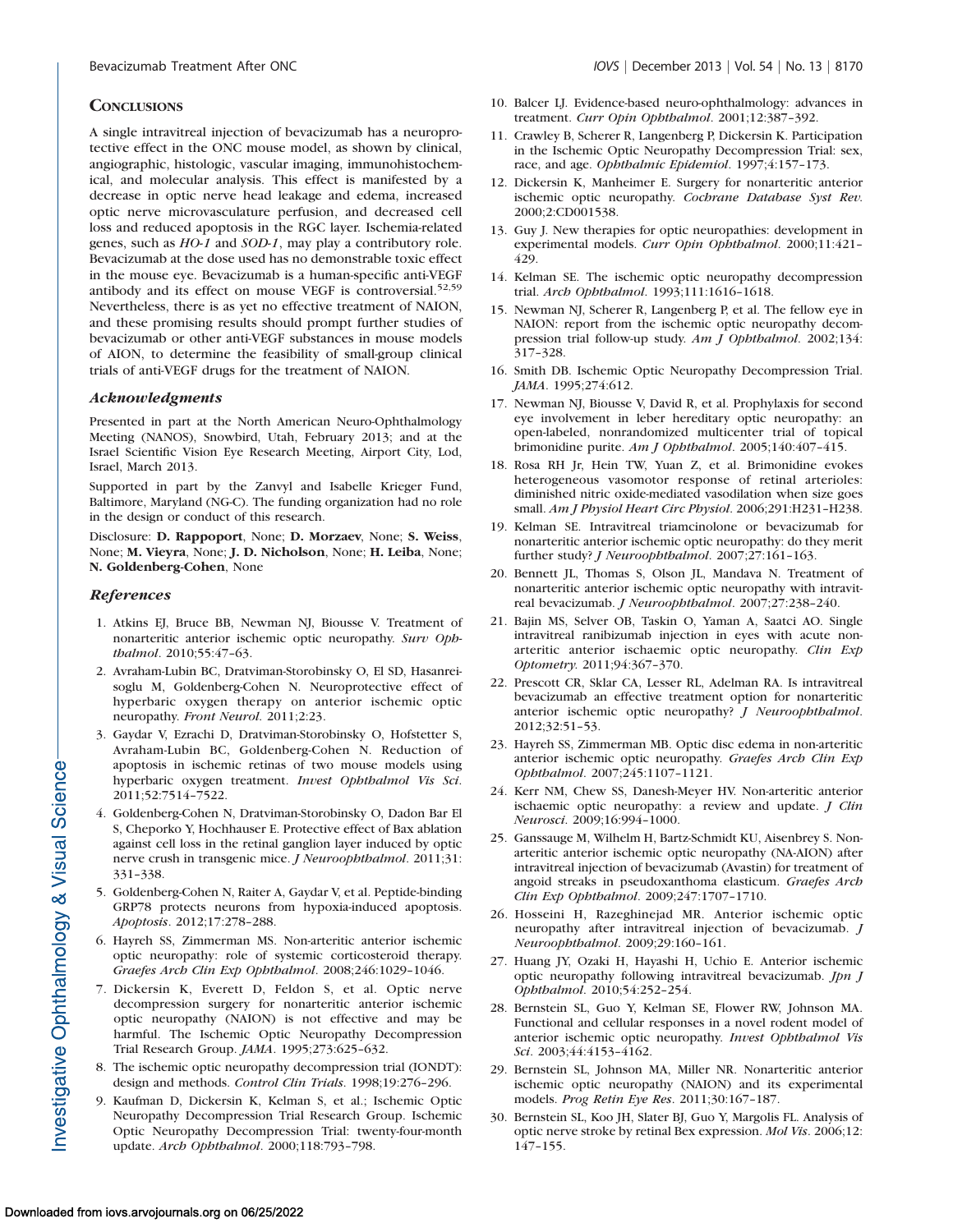## Conclusions

A single intravitreal injection of bevacizumab has a neuroprotective effect in the ONC mouse model, as shown by clinical, angiographic, histologic, vascular imaging, immunohistochemical, and molecular analysis. This effect is manifested by a decrease in optic nerve head leakage and edema, increased optic nerve microvasculature perfusion, and decreased cell loss and reduced apoptosis in the RGC layer. Ischemia-related genes, such as *HO-1* and *SOD-1*, may play a contributory role. Bevacizumab at the dose used has no demonstrable toxic effect in the mouse eye. Bevacizumab is a human-specific anti-VEGF antibody and its effect on mouse VEGF is controversial.[52,59] Nevertheless, there is as yet no effective treatment of NAION, and these promising results should prompt further studies of bevacizumab or other anti-VEGF substances in mouse models of AION, to determine the feasibility of small-group clinical trials of anti-VEGF drugs for the treatment of NAION.

### Acknowledgments

Presented in part at the North American Neuro-Ophthalmology Meeting (NANOS), Snowbird, Utah, February 2013; and at the Israel Scientific Vision Eye Research Meeting, Airport City, Lod, Israel, March 2013.

Supported in part by the Zanvyl and Isabelle Krieger Fund, Baltimore, Maryland (NG-C). The funding organization had no role in the design or conduct of this research.

Disclosure: **D. Rappoport**, None; **D. Morzaev**, None; **S. Weiss**, None; **M. Vieyra**, None; **J. D. Nicholson**, None; **H. Leiba**, None; **N. Goldenberg-Cohen**, None

### References

1. Atkins EJ, Bruce BB, Newman NJ, Biousse V. Treatment of nonarteritic anterior ischemic optic neuropathy. *Surv Ophthalmol*. 2010;55:47–63.
2. Avraham-Lubin BC, Dratviman-Storobinsky O, El SD, Hasanreisoglu M, Goldenberg-Cohen N. Neuroprotective effect of hyperbaric oxygen therapy on anterior ischemic optic neuropathy. *Front Neurol*. 2011;2:23.
3. Gaydar V, Ezrachi D, Dratviman-Storobinsky O, Hofstetter S, Avraham-Lubin BC, Goldenberg-Cohen N. Reduction of apoptosis in ischemic retinas of two mouse models using hyperbaric oxygen treatment. *Invest Ophthalmol Vis Sci*. 2011;52:7514–7522.
4. Goldenberg-Cohen N, Dratviman-Storobinsky O, Dadon Bar El S, Cheporko Y, Hochhauser E. Protective effect of Bax ablation against cell loss in the retinal ganglion layer induced by optic nerve crush in transgenic mice. *J Neuroophthalmol*. 2011;31:331–338.
5. Goldenberg-Cohen N, Raiter A, Gaydar V, et al. Peptide-binding GRP78 protects neurons from hypoxia-induced apoptosis. *Apoptosis*. 2012;17:278–288.
6. Hayreh SS, Zimmerman MS. Non-arteritic anterior ischemic optic neuropathy: role of systemic corticosteroid therapy. *Graefes Arch Clin Exp Ophthalmol*. 2008;246:1029–1046.
7. Dickersin K, Everett D, Feldon S, et al. Optic nerve decompression surgery for nonarteritic anterior ischemic optic neuropathy (NAION) is not effective and may be harmful. The Ischemic Optic Neuropathy Decompression Trial Research Group. *JAMA*. 1995;273:625–632.
8. The ischemic optic neuropathy decompression trial (IONDT): design and methods. *Control Clin Trials*. 1998;19:276–296.
9. Kaufman D, Dickersin K, Kelman S, et al.; Ischemic Optic Neuropathy Decompression Trial Research Group. Ischemic Optic Neuropathy Decompression Trial: twenty-four-month update. *Arch Ophthalmol*. 2000;118:793–798.
10. Balcer LJ. Evidence-based neuro-ophthalmology: advances in treatment. *Curr Opin Ophthalmol*. 2001;12:387–392.
11. Crawley B, Scherer R, Langenberg P, Dickersin K. Participation in the Ischemic Optic Neuropathy Decompression Trial: sex, race, and age. *Ophthalmic Epidemiol*. 1997;4:157–173.
12. Dickersin K, Manheimer E. Surgery for nonarteritic anterior ischemic optic neuropathy. *Cochrane Database Syst Rev*. 2000;2:CD001538.
13. Guy J. New therapies for optic neuropathies: development in experimental models. *Curr Opin Ophthalmol*. 2000;11:421–429.
14. Kelman SE. The ischemic optic neuropathy decompression trial. *Arch Ophthalmol*. 1993;111:1616–1618.
15. Newman NJ, Scherer R, Langenberg P, et al. The fellow eye in NAION: report from the ischemic optic neuropathy decompression trial follow-up study. *Am J Ophthalmol*. 2002;134:317–328.
16. Smith DB. Ischemic Optic Neuropathy Decompression Trial. *JAMA*. 1995;274:612.
17. Newman NJ, Biousse V, David R, et al. Prophylaxis for second eye involvement in leber hereditary optic neuropathy: an open-labeled, nonrandomized multicenter trial of topical brimonidine purite. *Am J Ophthalmol*. 2005;140:407–415.
18. Rosa RH Jr, Hein TW, Yuan Z, et al. Brimonidine evokes heterogeneous vasomotor response of retinal arterioles: diminished nitric oxide-mediated vasodilation when size goes small. *Am J Physiol Heart Circ Physiol*. 2006;291:H231–H238.
19. Kelman SE. Intravitreal triamcinolone or bevacizumab for nonarteritic anterior ischemic optic neuropathy: do they merit further study? *J Neuroophthalmol*. 2007;27:161–163.
20. Bennett JL, Thomas S, Olson JL, Mandava N. Treatment of nonarteritic anterior ischemic optic neuropathy with intravitreal bevacizumab. *J Neuroophthalmol*. 2007;27:238–240.
21. Bajin MS, Selver OB, Taskin O, Yaman A, Saatci AO. Single intravitreal ranibizumab injection in eyes with acute nonarteritic anterior ischaemic optic neuropathy. *Clin Exp Optometry.* 2011;94:367–370.
22. Prescott CR, Sklar CA, Lesser RL, Adelman RA. Is intravitreal bevacizumab an effective treatment option for nonarteritic anterior ischemic optic neuropathy? *J Neuroophthalmol*. 2012;32:51–53.
23. Hayreh SS, Zimmerman MB. Optic disc edema in non-arteritic anterior ischemic optic neuropathy. *Graefes Arch Clin Exp Ophthalmol*. 2007;245:1107–1121.
24. Kerr NM, Chew SS, Danesh-Meyer HV. Non-arteritic anterior ischaemic optic neuropathy: a review and update. *J Clin Neurosci*. 2009;16:994–1000.
25. Ganssauge M, Wilhelm H, Bartz-Schmidt KU, Aisenbrey S. Non-arteritic anterior ischemic optic neuropathy (NA-AION) after intravitreal injection of bevacizumab (Avastin) for treatment of angoid streaks in pseudoxanthoma elasticum. *Graefes Arch Clin Exp Ophthalmol*. 2009;247:1707–1710.
26. Hosseini H, Razeghinejad MR. Anterior ischemic optic neuropathy after intravitreal injection of bevacizumab. *J Neuroophthalmol*. 2009;29:160–161.
27. Huang JY, Ozaki H, Hayashi H, Uchio E. Anterior ischemic optic neuropathy following intravitreal bevacizumab. *Jpn J Ophthalmol*. 2010;54:252–254.
28. Bernstein SL, Guo Y, Kelman SE, Flower RW, Johnson MA. Functional and cellular responses in a novel rodent model of anterior ischemic optic neuropathy. *Invest Ophthalmol Vis Sci*. 2003;44:4153–4162.
29. Bernstein SL, Johnson MA, Miller NR. Nonarteritic anterior ischemic optic neuropathy (NAION) and its experimental models. *Prog Retin Eye Res*. 2011;30:167–187.
30. Bernstein SL, Koo JH, Slater BJ, Guo Y, Margolis FL. Analysis of optic nerve stroke by retinal Bex expression. *Mol Vis*. 2006;12:147–155.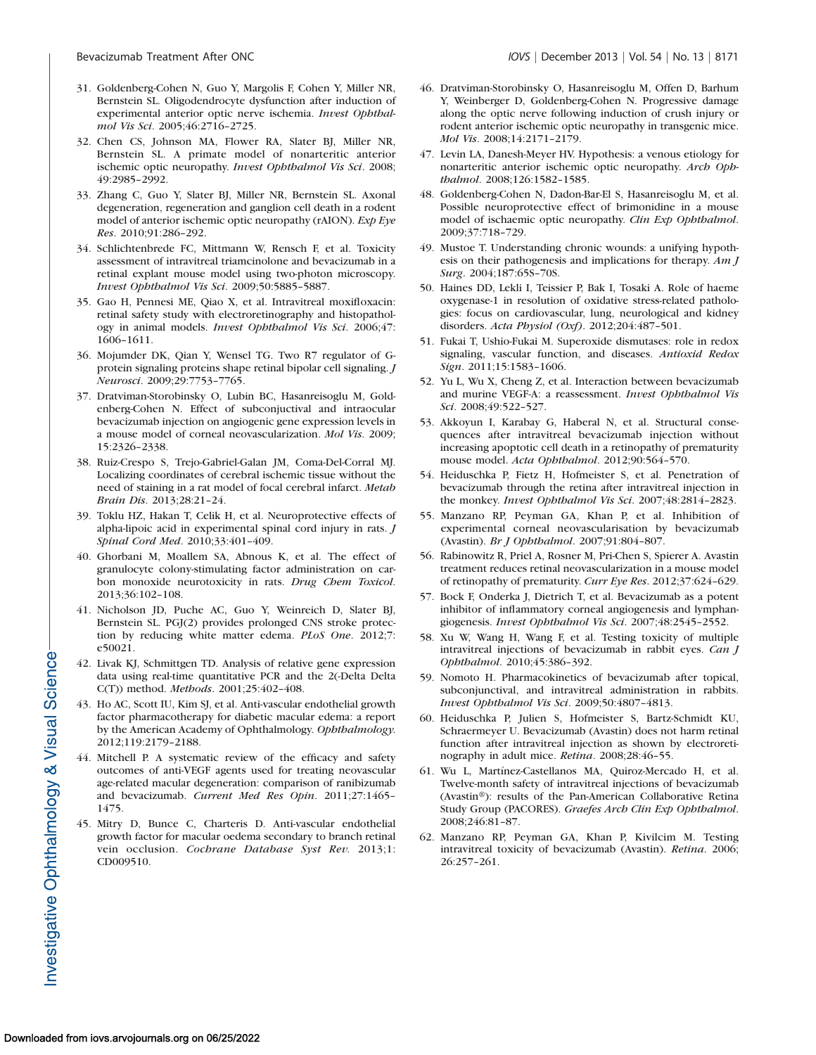31. Goldenberg-Cohen N, Guo Y, Margolis F, Cohen Y, Miller NR, Bernstein SL. Oligodendrocyte dysfunction after induction of experimental anterior optic nerve ischemia. *Invest Ophthalmol Vis Sci*. 2005;46:2716–2725.
32. Chen CS, Johnson MA, Flower RA, Slater BJ, Miller NR, Bernstein SL. A primate model of nonarteritic anterior ischemic optic neuropathy. *Invest Ophthalmol Vis Sci*. 2008; 49:2985–2992.
33. Zhang C, Guo Y, Slater BJ, Miller NR, Bernstein SL. Axonal degeneration, regeneration and ganglion cell death in a rodent model of anterior ischemic optic neuropathy (rAION). *Exp Eye Res*. 2010;91:286–292.
34. Schlichtenbrede FC, Mittmann W, Rensch F, et al. Toxicity assessment of intravitreal triamcinolone and bevacizumab in a retinal explant mouse model using two-photon microscopy. *Invest Ophthalmol Vis Sci*. 2009;50:5885–5887.
35. Gao H, Pennesi ME, Qiao X, et al. Intravitreal moxifloxacin: retinal safety study with electroretinography and histopathology in animal models. *Invest Ophthalmol Vis Sci*. 2006;47: 1606–1611.
36. Mojumder DK, Qian Y, Wensel TG. Two R7 regulator of G-protein signaling proteins shape retinal bipolar cell signaling. *J Neurosci*. 2009;29:7753–7765.
37. Dratviman-Storobinsky O, Lubin BC, Hasanreisoglu M, Goldenberg-Cohen N. Effect of subconjuctival and intraocular bevacizumab injection on angiogenic gene expression levels in a mouse model of corneal neovascularization. *Mol Vis*. 2009; 15:2326–2338.
38. Ruiz-Crespo S, Trejo-Gabriel-Galan JM, Coma-Del-Corral MJ. Localizing coordinates of cerebral ischemic tissue without the need of staining in a rat model of focal cerebral infarct. *Metab Brain Dis*. 2013;28:21–24.
39. Toklu HZ, Hakan T, Celik H, et al. Neuroprotective effects of alpha-lipoic acid in experimental spinal cord injury in rats. *J Spinal Cord Med*. 2010;33:401–409.
40. Ghorbani M, Moallem SA, Abnous K, et al. The effect of granulocyte colony-stimulating factor administration on carbon monoxide neurotoxicity in rats. *Drug Chem Toxicol*. 2013;36:102–108.
41. Nicholson JD, Puche AC, Guo Y, Weinreich D, Slater BJ, Bernstein SL. PGJ(2) provides prolonged CNS stroke protection by reducing white matter edema. *PLoS One*. 2012;7: e50021.
42. Livak KJ, Schmittgen TD. Analysis of relative gene expression data using real-time quantitative PCR and the 2(-Delta Delta C(T)) method. *Methods*. 2001;25:402–408.
43. Ho AC, Scott IU, Kim SJ, et al. Anti-vascular endothelial growth factor pharmacotherapy for diabetic macular edema: a report by the American Academy of Ophthalmology. *Ophthalmology*. 2012;119:2179–2188.
44. Mitchell P. A systematic review of the efficacy and safety outcomes of anti-VEGF agents used for treating neovascular age-related macular degeneration: comparison of ranibizumab and bevacizumab. *Current Med Res Opin*. 2011;27:1465–1475.
45. Mitry D, Bunce C, Charteris D. Anti-vascular endothelial growth factor for macular oedema secondary to branch retinal vein occlusion. *Cochrane Database Syst Rev*. 2013;1: CD009510.
46. Dratviman-Storobinsky O, Hasanreisoglu M, Offen D, Barhum Y, Weinberger D, Goldenberg-Cohen N. Progressive damage along the optic nerve following induction of crush injury or rodent anterior ischemic optic neuropathy in transgenic mice. *Mol Vis*. 2008;14:2171–2179.
47. Levin LA, Danesh-Meyer HV. Hypothesis: a venous etiology for nonarteritic anterior ischemic optic neuropathy. *Arch Ophthalmol*. 2008;126:1582–1585.
48. Goldenberg-Cohen N, Dadon-Bar-El S, Hasanreisoglu M, et al. Possible neuroprotective effect of brimonidine in a mouse model of ischaemic optic neuropathy. *Clin Exp Ophthalmol*. 2009;37:718–729.
49. Mustoe T. Understanding chronic wounds: a unifying hypothesis on their pathogenesis and implications for therapy. *Am J Surg*. 2004;187:65S–70S.
50. Haines DD, Lekli I, Teissier P, Bak I, Tosaki A. Role of haeme oxygenase-1 in resolution of oxidative stress-related pathologies: focus on cardiovascular, lung, neurological and kidney disorders. *Acta Physiol (Oxf)*. 2012;204:487–501.
51. Fukai T, Ushio-Fukai M. Superoxide dismutases: role in redox signaling, vascular function, and diseases. *Antioxid Redox Sign*. 2011;15:1583–1606.
52. Yu L, Wu X, Cheng Z, et al. Interaction between bevacizumab and murine VEGF-A: a reassessment. *Invest Ophthalmol Vis Sci*. 2008;49:522–527.
53. Akkoyun I, Karabay G, Haberal N, et al. Structural consequences after intravitreal bevacizumab injection without increasing apoptotic cell death in a retinopathy of prematurity mouse model. *Acta Ophthalmol*. 2012;90:564–570.
54. Heiduschka P, Fietz H, Hofmeister S, et al. Penetration of bevacizumab through the retina after intravitreal injection in the monkey. *Invest Ophthalmol Vis Sci*. 2007;48:2814–2823.
55. Manzano RP, Peyman GA, Khan P, et al. Inhibition of experimental corneal neovascularisation by bevacizumab (Avastin). *Br J Ophthalmol*. 2007;91:804–807.
56. Rabinowitz R, Priel A, Rosner M, Pri-Chen S, Spierer A. Avastin treatment reduces retinal neovascularization in a mouse model of retinopathy of prematurity. *Curr Eye Res*. 2012;37:624–629.
57. Bock F, Onderka J, Dietrich T, et al. Bevacizumab as a potent inhibitor of inflammatory corneal angiogenesis and lymphangiogenesis. *Invest Ophthalmol Vis Sci*. 2007;48:2545–2552.
58. Xu W, Wang H, Wang F, et al. Testing toxicity of multiple intravitreal injections of bevacizumab in rabbit eyes. *Can J Ophthalmol*. 2010;45:386–392.
59. Nomoto H. Pharmacokinetics of bevacizumab after topical, subconjunctival, and intravitreal administration in rabbits. *Invest Ophthalmol Vis Sci*. 2009;50:4807–4813.
60. Heiduschka P, Julien S, Hofmeister S, Bartz-Schmidt KU, Schraermeyer U. Bevacizumab (Avastin) does not harm retinal function after intravitreal injection as shown by electroretinography in adult mice. *Retina*. 2008;28:46–55.
61. Wu L, Martínez-Castellanos MA, Quiroz-Mercado H, et al. Twelve-month safety of intravitreal injections of bevacizumab (Avastin®): results of the Pan-American Collaborative Retina Study Group (PACORES). *Graefes Arch Clin Exp Ophthalmol*. 2008;246:81–87.
62. Manzano RP, Peyman GA, Khan P, Kivilcim M. Testing intravitreal toxicity of bevacizumab (Avastin). *Retina*. 2006; 26:257–261.